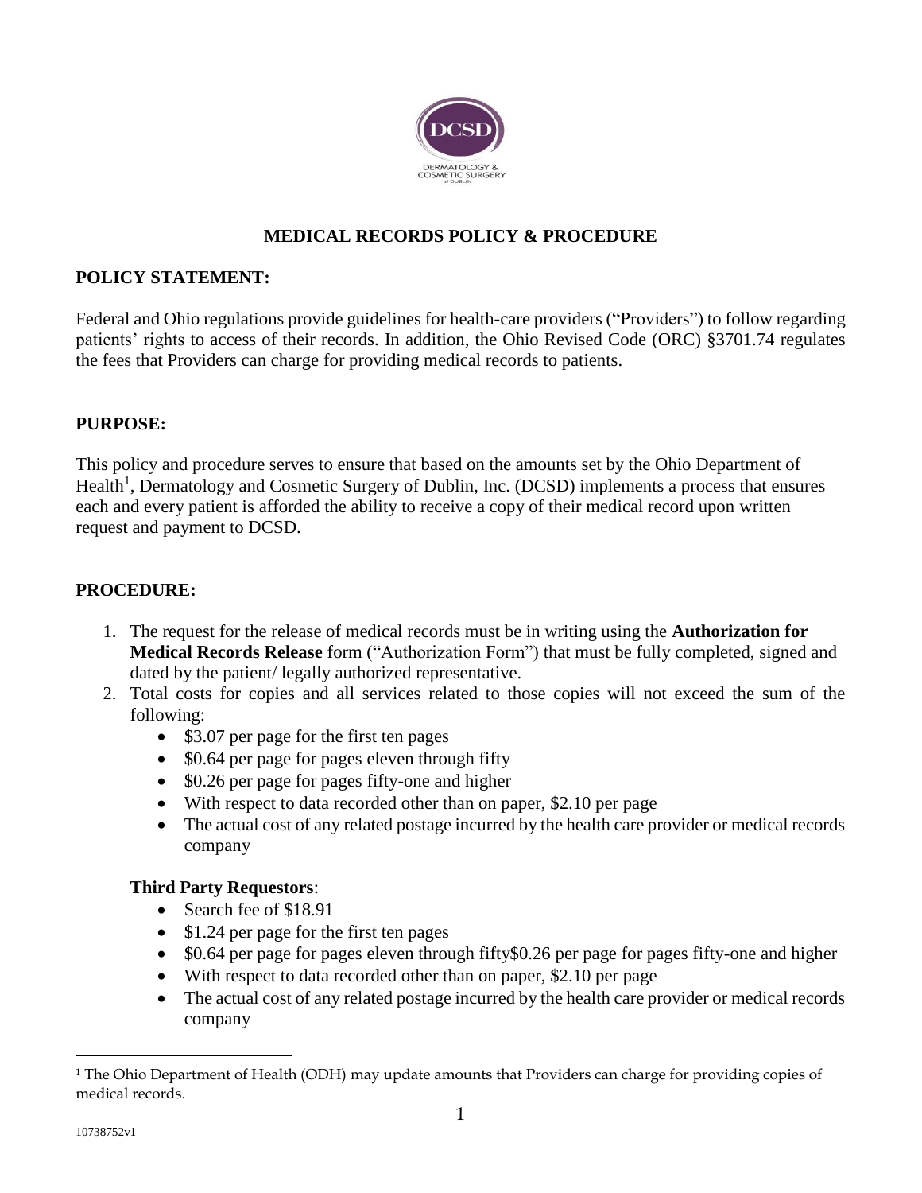# MEDICAL RECORDS POLICY & PROCEDURE

## POLICY STATEMENT:

Federal and Ohio regulations provide guidelines for health-care providers ("Providers") to follow regarding patients' rights to access of their records. In addition, the Ohio Revised Code (ORC) §3701.74 regulates the fees that Providers can charge for providing medical records to patients.

## PURPOSE:

This policy and procedure serves to ensure that based on the amounts set by the Ohio Department of Health[1], Dermatology and Cosmetic Surgery of Dublin, Inc. (DCSD) implements a process that ensures each and every patient is afforded the ability to receive a copy of their medical record upon written request and payment to DCSD.

## PROCEDURE:

1. The request for the release of medical records must be in writing using the **Authorization for Medical Records Release** form ("Authorization Form") that must be fully completed, signed and dated by the patient/ legally authorized representative.
2. Total costs for copies and all services related to those copies will not exceed the sum of the following:
   - $3.07 per page for the first ten pages
   - $0.64 per page for pages eleven through fifty
   - $0.26 per page for pages fifty-one and higher
   - With respect to data recorded other than on paper, $2.10 per page
   - The actual cost of any related postage incurred by the health care provider or medical records company

   **Third Party Requestors**:
   - Search fee of $18.91
   - $1.24 per page for the first ten pages
   - $0.64 per page for pages eleven through fifty$0.26 per page for pages fifty-one and higher
   - With respect to data recorded other than on paper, $2.10 per page
   - The actual cost of any related postage incurred by the health care provider or medical records company

[1] The Ohio Department of Health (ODH) may update amounts that Providers can charge for providing copies of medical records.

10738752v1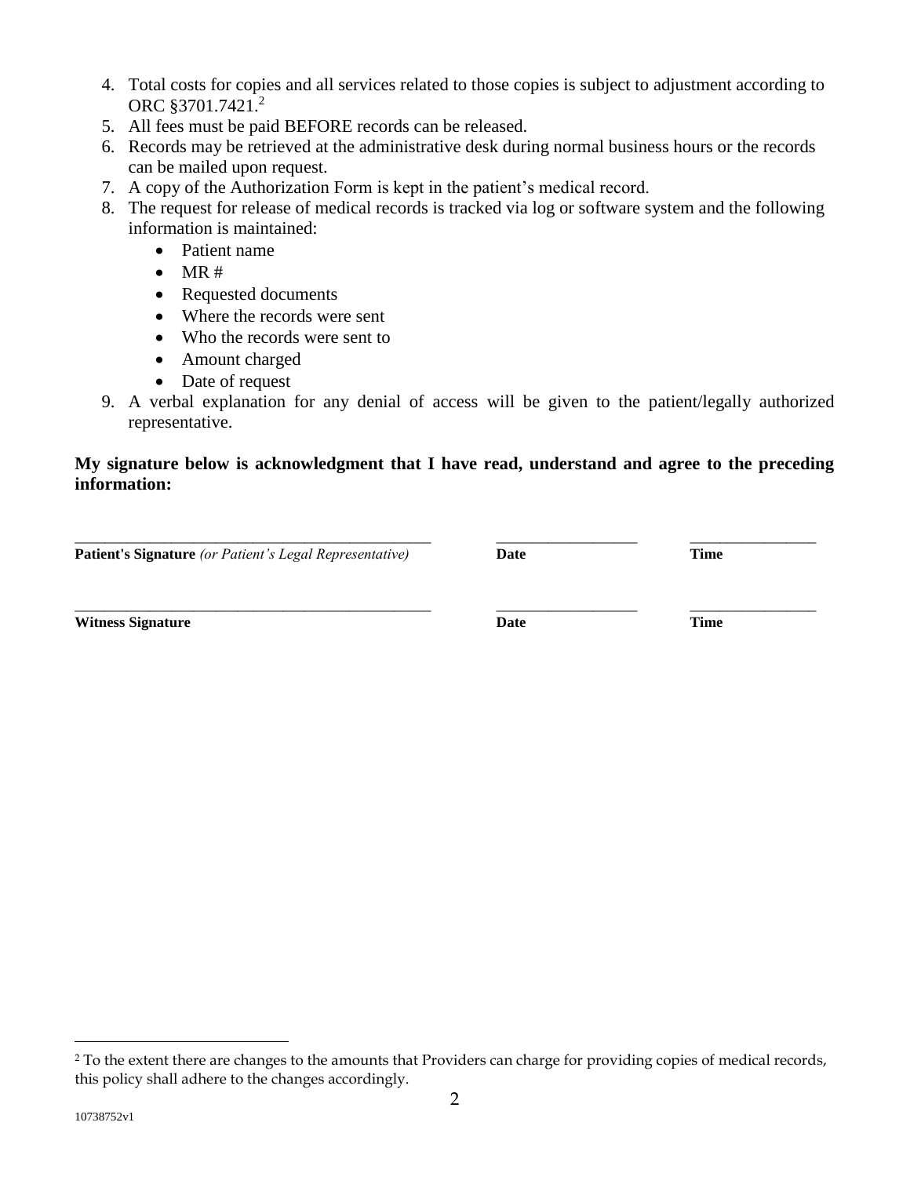4. Total costs for copies and all services related to those copies is subject to adjustment according to ORC §3701.7421.[2]
5. All fees must be paid BEFORE records can be released.
6. Records may be retrieved at the administrative desk during normal business hours or the records can be mailed upon request.
7. A copy of the Authorization Form is kept in the patient's medical record.
8. The request for release of medical records is tracked via log or software system and the following information is maintained:
   - Patient name
   - MR #
   - Requested documents
   - Where the records were sent
   - Who the records were sent to
   - Amount charged
   - Date of request
9. A verbal explanation for any denial of access will be given to the patient/legally authorized representative.

**My signature below is acknowledgment that I have read, understand and agree to the preceding information:**

| | | |
|---|---|---|
| _______________________________________________ | __________________ | ________________ |
| **Patient's Signature** *(or Patient's Legal Representative)* | **Date** | **Time** |
| _______________________________________________ | __________________ | ________________ |
| **Witness Signature** | **Date** | **Time** |

[2] To the extent there are changes to the amounts that Providers can charge for providing copies of medical records, this policy shall adhere to the changes accordingly.

10738752v1